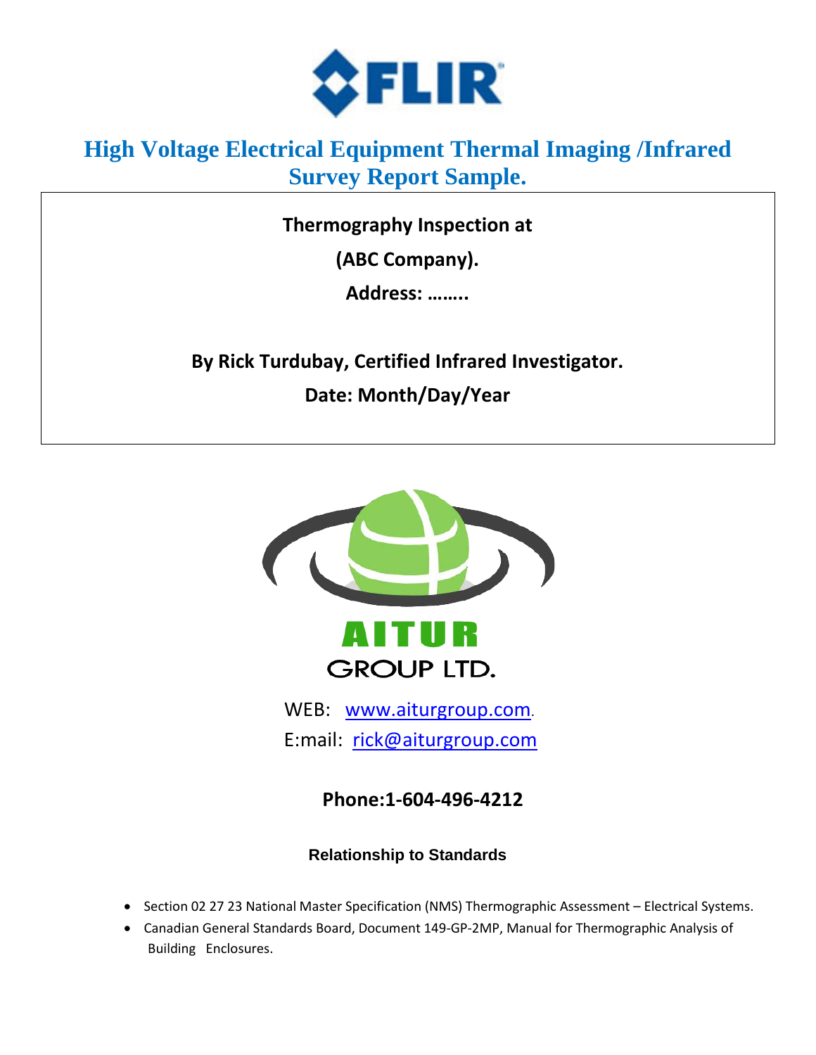# High Voltage Electrical Equipment Thermal Imaging /Infrared Survey Report Sample.

**Thermography Inspection at**

**(ABC Company).**

**Address: ……..**

**By Rick Turdubay, Certified Infrared Investigator.**

**Date: Month/Day/Year**

AITUR GROUP LTD.

WEB: [www.aiturgroup.com](http://www.aiturgroup.com).

E:mail: [rick@aiturgroup.com](mailto:rick@aiturgroup.com)

**Phone:1-604-496-4212**

**Relationship to Standards**

- Section 02 27 23 National Master Specification (NMS) Thermographic Assessment – Electrical Systems.
- Canadian General Standards Board, Document 149-GP-2MP, Manual for Thermographic Analysis of Building Enclosures.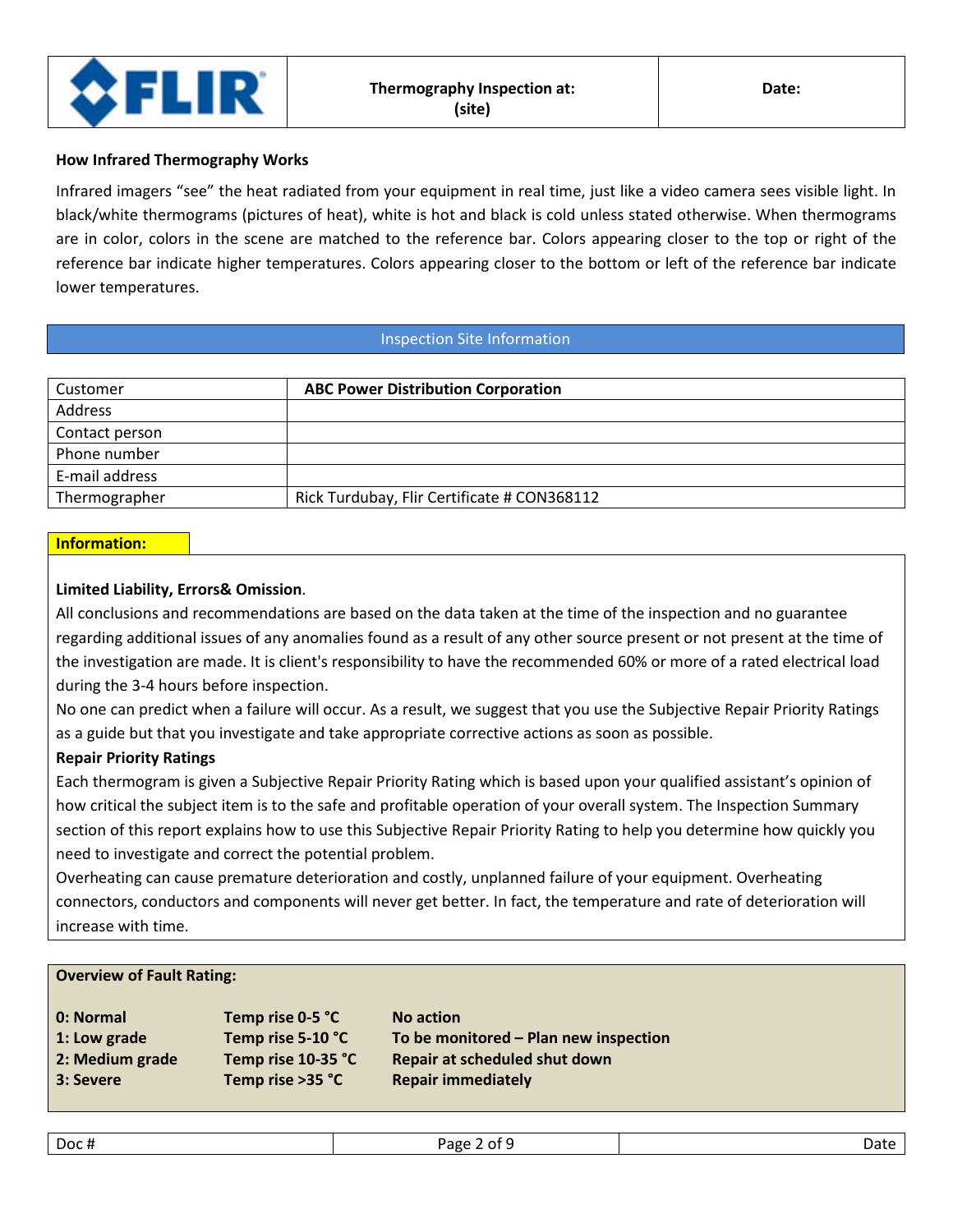| FLIR | Thermography Inspection at: (site) | Date: |
|---|---|---|

## How Infrared Thermography Works

Infrared imagers “see” the heat radiated from your equipment in real time, just like a video camera sees visible light. In black/white thermograms (pictures of heat), white is hot and black is cold unless stated otherwise. When thermograms are in color, colors in the scene are matched to the reference bar. Colors appearing closer to the top or right of the reference bar indicate higher temperatures. Colors appearing closer to the bottom or left of the reference bar indicate lower temperatures.

## Inspection Site Information

| Customer | **ABC Power Distribution Corporation** |
|---|---|
| Address | |
| Contact person | |
| Phone number | |
| E-mail address | |
| Thermographer | Rick Turdubay, Flir Certificate # CON368112 |

**Information:**

**Limited Liability, Errors& Omission**.

All conclusions and recommendations are based on the data taken at the time of the inspection and no guarantee regarding additional issues of any anomalies found as a result of any other source present or not present at the time of the investigation are made. It is client's responsibility to have the recommended 60% or more of a rated electrical load during the 3-4 hours before inspection.

No one can predict when a failure will occur. As a result, we suggest that you use the Subjective Repair Priority Ratings as a guide but that you investigate and take appropriate corrective actions as soon as possible.

**Repair Priority Ratings**

Each thermogram is given a Subjective Repair Priority Rating which is based upon your qualified assistant’s opinion of how critical the subject item is to the safe and profitable operation of your overall system. The Inspection Summary section of this report explains how to use this Subjective Repair Priority Rating to help you determine how quickly you need to investigate and correct the potential problem.

Overheating can cause premature deterioration and costly, unplanned failure of your equipment. Overheating connectors, conductors and components will never get better. In fact, the temperature and rate of deterioration will increase with time.

**Overview of Fault Rating:**

| | | |
|---|---|---|
| **0: Normal** | **Temp rise 0-5 °C** | **No action** |
| **1: Low grade** | **Temp rise 5-10 °C** | **To be monitored – Plan new inspection** |
| **2: Medium grade** | **Temp rise 10-35 °C** | **Repair at scheduled shut down** |
| **3: Severe** | **Temp rise >35 °C** | **Repair immediately** |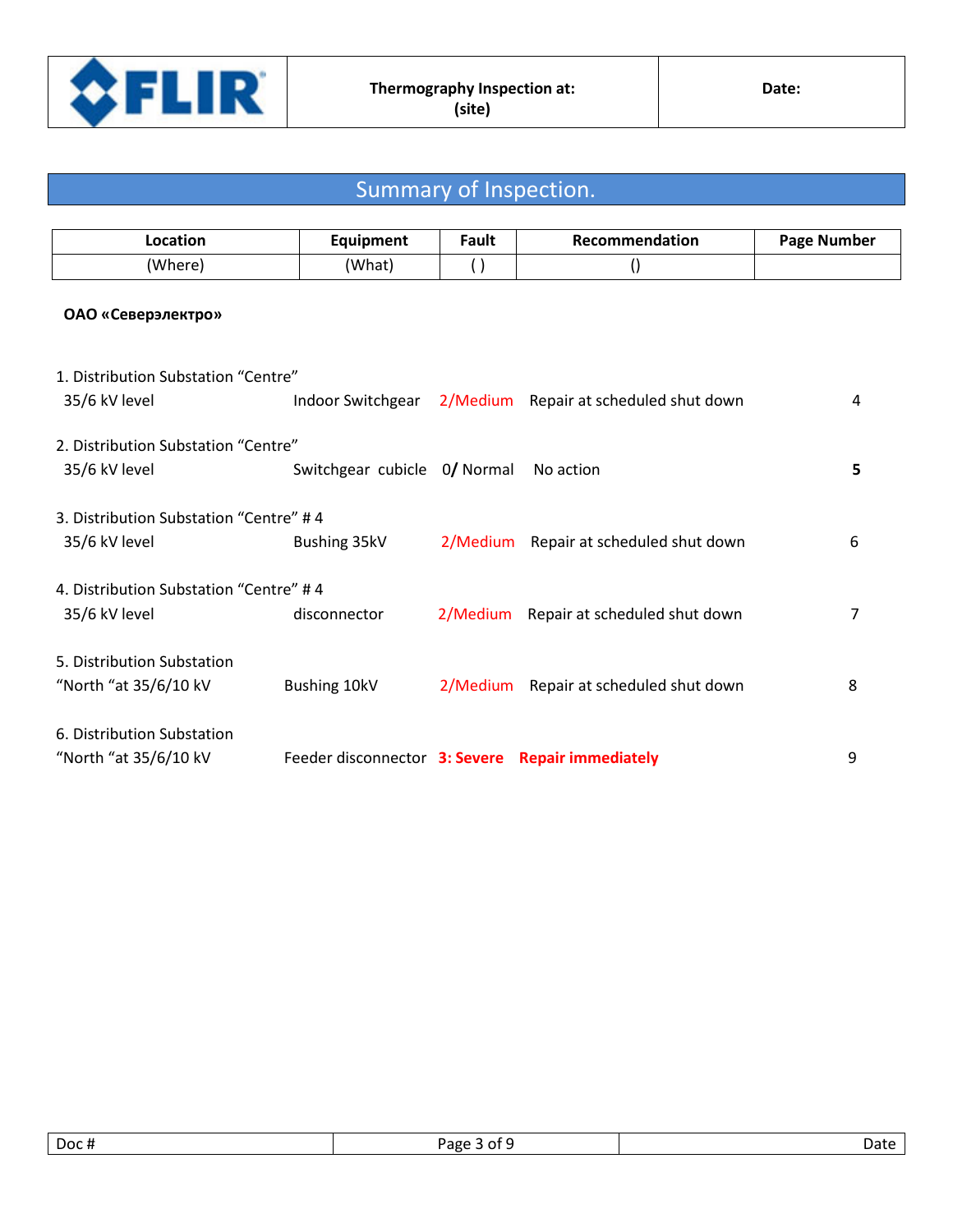| Thermography Inspection at: (site) | Date: |
|---|---|

## Summary of Inspection.

| Location | Equipment | Fault | Recommendation | Page Number |
|---|---|---|---|---|
| (Where) | (What) | ( ) | () | |

**ОАО «Северэлектро»**

| Location | Equipment | Fault | Recommendation | Page Number |
|---|---|---|---|---|
| 1. Distribution Substation “Centre” 35/6 kV level | Indoor Switchgear | 2/Medium | Repair at scheduled shut down | 4 |
| 2. Distribution Substation “Centre” 35/6 kV level | Switchgear cubicle | 0/ Normal | No action | **5** |
| 3. Distribution Substation “Centre” # 4 35/6 kV level | Bushing 35kV | 2/Medium | Repair at scheduled shut down | 6 |
| 4. Distribution Substation “Centre” # 4 35/6 kV level | disconnector | 2/Medium | Repair at scheduled shut down | 7 |
| 5. Distribution Substation “North “at 35/6/10 kV | Bushing 10kV | 2/Medium | Repair at scheduled shut down | 8 |
| 6. Distribution Substation “North “at 35/6/10 kV | Feeder disconnector | **3: Severe** | **Repair immediately** | 9 |

| Doc # | Date |
|---|---|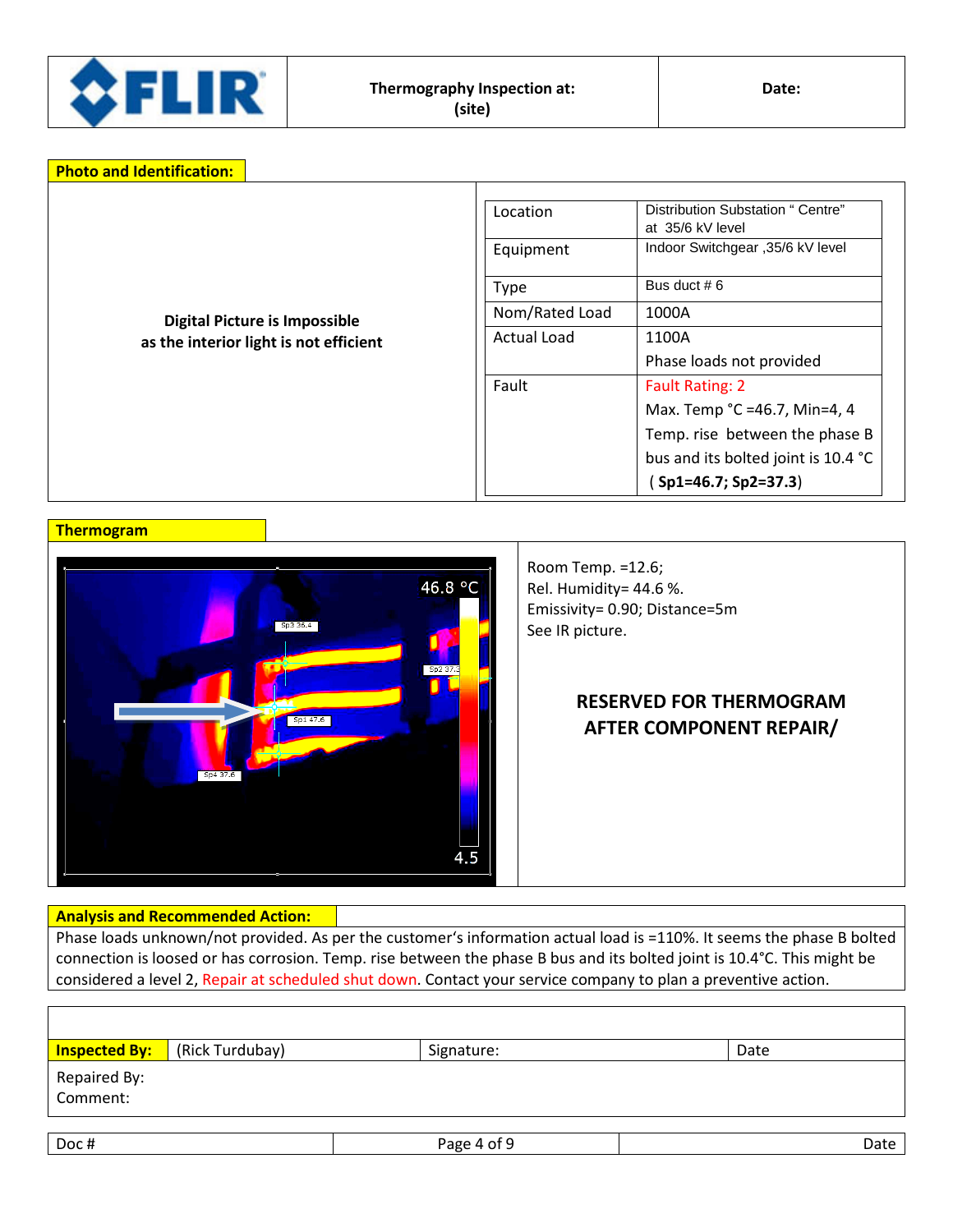| FLIR | Thermography Inspection at: (site) | Date: |
|---|---|---|

## Photo and Identification:

**Digital Picture is Impossible as the interior light is not efficient**

| Location | Distribution Substation " Centre" at 35/6 kV level |
|---|---|
| Equipment | Indoor Switchgear ,35/6 kV level |
| Type | Bus duct # 6 |
| Nom/Rated Load | 1000A |
| Actual Load | 1100A<br>Phase loads not provided |
| Fault | Fault Rating: 2<br>Max. Temp °C =46.7, Min=4, 4<br>Temp. rise between the phase B bus and its bolted joint is 10.4 °C<br>( **Sp1=46.7; Sp2=37.3**) |

## Thermogram

Room Temp. =12.6;
Rel. Humidity= 44.6 %.
Emissivity= 0.90; Distance=5m
See IR picture.

**RESERVED FOR THERMOGRAM AFTER COMPONENT REPAIR/**

## Analysis and Recommended Action:

Phase loads unknown/not provided. As per the customer's information actual load is =110%. It seems the phase B bolted connection is loosed or has corrosion. Temp. rise between the phase B bus and its bolted joint is 10.4°C. This might be considered a level 2, Repair at scheduled shut down. Contact your service company to plan a preventive action.

| **Inspected By:** | (Rick Turdubay) | Signature: | Date |
|---|---|---|---|

Repaired By:
Comment:

| Doc # | | Date |
|---|---|---|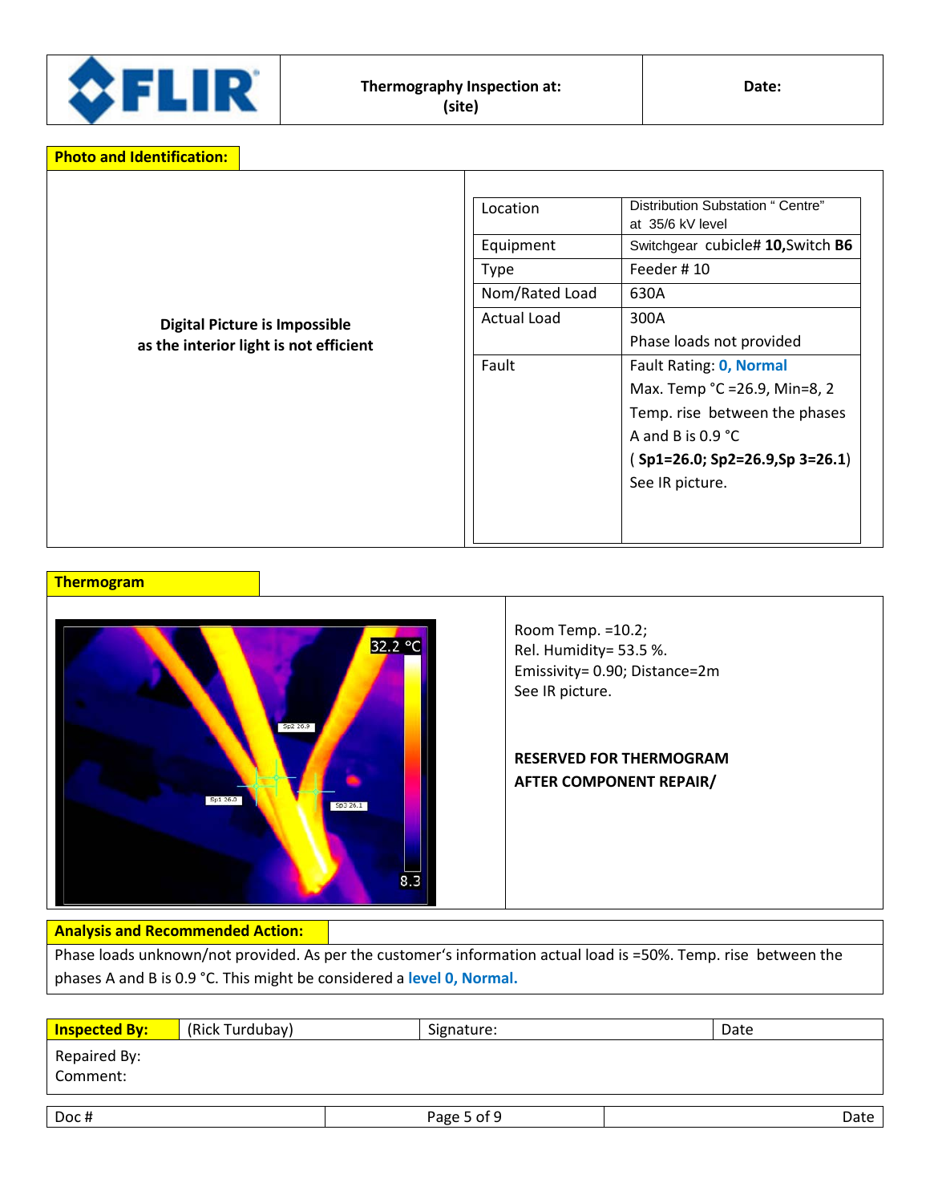| | Thermography Inspection at: (site) | Date: |
|---|---|---|

**Photo and Identification:**

**Digital Picture is Impossible as the interior light is not efficient**

| | |
|---|---|
| Location | Distribution Substation " Centre" at 35/6 kV level |
| Equipment | Switchgear cubicle# **10**,Switch **B6** |
| Type | Feeder # 10 |
| Nom/Rated Load | 630A |
| Actual Load | 300A<br>Phase loads not provided |
| Fault | Fault Rating: **0, Normal**<br>Max. Temp °C =26.9, Min=8, 2<br>Temp. rise between the phases A and B is 0.9 °C<br>( **Sp1=26.0; Sp2=26.9,Sp 3=26.1**)<br>See IR picture. |

**Thermogram**

Room Temp. =10.2;
Rel. Humidity= 53.5 %.
Emissivity= 0.90; Distance=2m
See IR picture.

**RESERVED FOR THERMOGRAM AFTER COMPONENT REPAIR/**

**Analysis and Recommended Action:**

Phase loads unknown/not provided. As per the customer's information actual load is =50%. Temp. rise between the phases A and B is 0.9 °C. This might be considered a **level 0, Normal.**

| **Inspected By:** | (Rick Turdubay) | Signature: | Date |
|---|---|---|---|

Repaired By:
Comment:

| Doc # | | Date |
|---|---|---|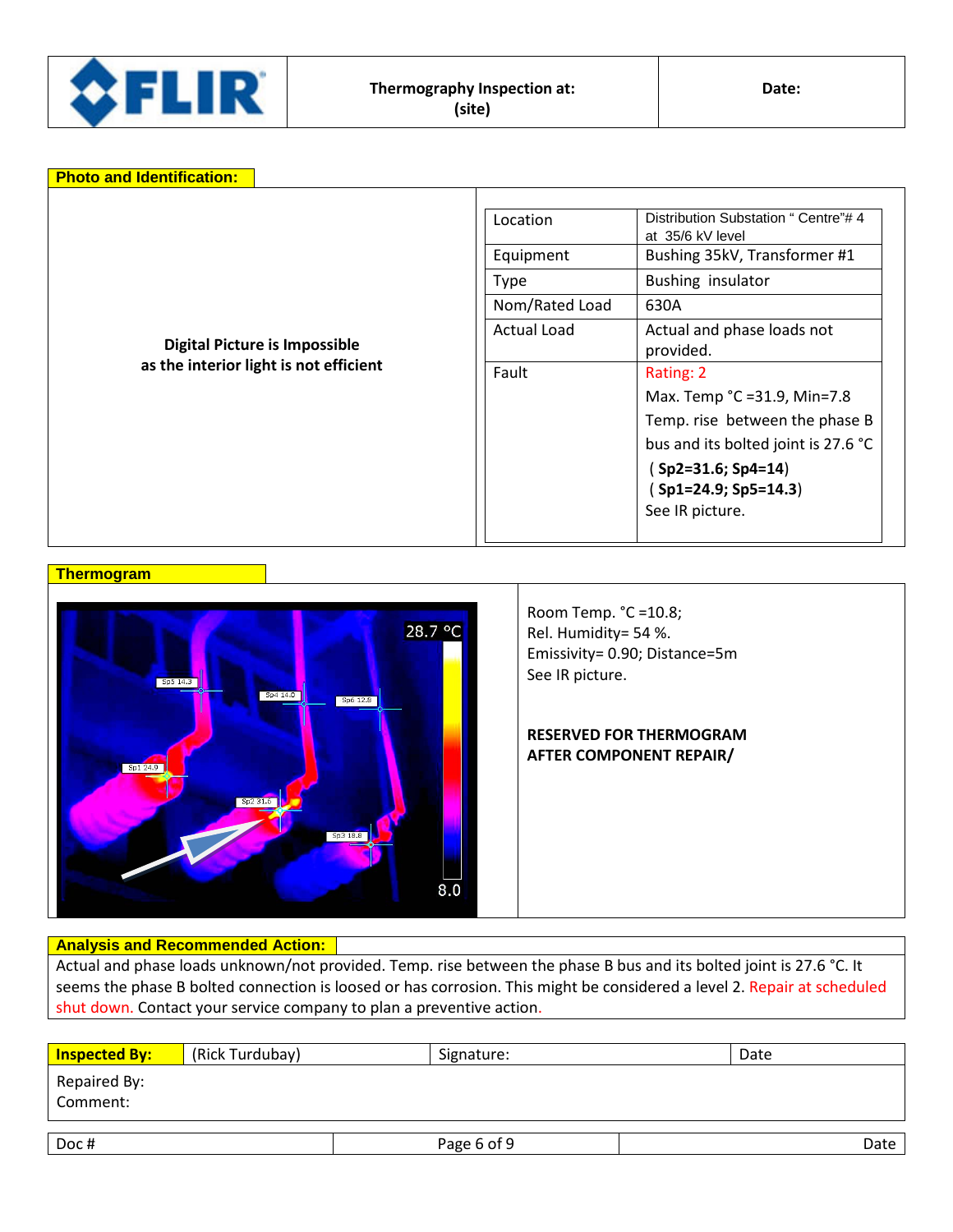| FLIR | Thermography Inspection at: (site) | Date: |
|---|---|---|

## Photo and Identification:

**Digital Picture is Impossible as the interior light is not efficient**

| Location | Distribution Substation " Centre"# 4 at 35/6 kV level |
|---|---|
| Equipment | Bushing 35kV, Transformer #1 |
| Type | Bushing insulator |
| Nom/Rated Load | 630A |
| Actual Load | Actual and phase loads not provided. |
| Fault | Rating: 2<br>Max. Temp °C =31.9, Min=7.8<br>Temp. rise between the phase B bus and its bolted joint is 27.6 °C<br>( **Sp2=31.6; Sp4=14**)<br>( **Sp1=24.9; Sp5=14.3**)<br>See IR picture. |

## Thermogram

Room Temp. °C =10.8;
Rel. Humidity= 54 %.
Emissivity= 0.90; Distance=5m
See IR picture.

**RESERVED FOR THERMOGRAM AFTER COMPONENT REPAIR/**

## Analysis and Recommended Action:

Actual and phase loads unknown/not provided. Temp. rise between the phase B bus and its bolted joint is 27.6 °C. It seems the phase B bolted connection is loosed or has corrosion. This might be considered a level 2. Repair at scheduled shut down. Contact your service company to plan a preventive action.

| **Inspected By:** | (Rick Turdubay) | Signature: | Date |
|---|---|---|---|

Repaired By:
Comment:

| Doc # | | Date |
|---|---|---|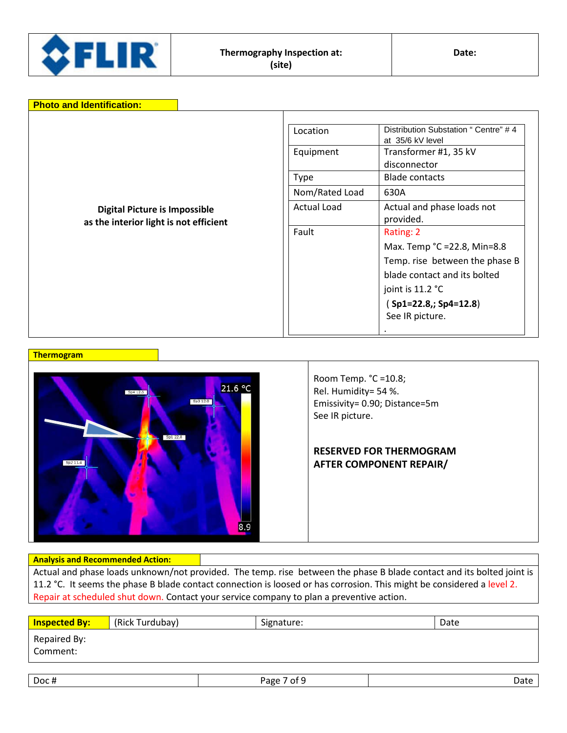| FLIR | **Thermography Inspection at: (site)** | **Date:** |
|---|---|---|

**Photo and Identification:**

**Digital Picture is Impossible as the interior light is not efficient**

| Location | Distribution Substation " Centre" # 4 at 35/6 kV level |
|---|---|
| Equipment | Transformer #1, 35 kV disconnector |
| Type | Blade contacts |
| Nom/Rated Load | 630A |
| Actual Load | Actual and phase loads not provided. |
| Fault | Rating: 2<br>Max. Temp °C =22.8, Min=8.8<br>Temp. rise between the phase B blade contact and its bolted joint is 11.2 °C<br>( **Sp1=22.8,; Sp4=12.8**)<br>See IR picture.<br>. |

**Thermogram**

Room Temp. °C =10.8;
Rel. Humidity= 54 %.
Emissivity= 0.90; Distance=5m
See IR picture.

**RESERVED FOR THERMOGRAM AFTER COMPONENT REPAIR/**

**Analysis and Recommended Action:**

Actual and phase loads unknown/not provided. The temp. rise between the phase B blade contact and its bolted joint is 11.2 °C. It seems the phase B blade contact connection is loosed or has corrosion. This might be considered a level 2. Repair at scheduled shut down. Contact your service company to plan a preventive action.

| **Inspected By:** | (Rick Turdubay) | Signature: | Date |
|---|---|---|---|
| Repaired By:<br>Comment: | | | |

| Doc # | | Date |
|---|---|---|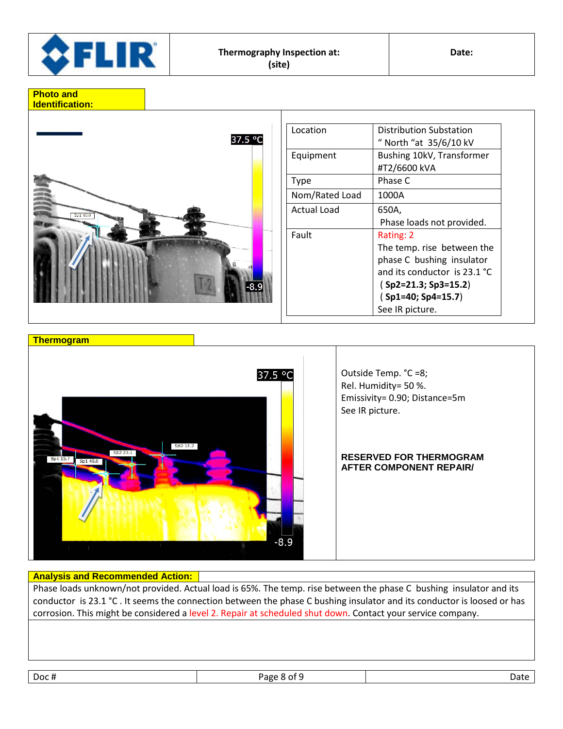| | Thermography Inspection at: (site) | Date: |
|---|---|---|

**Photo and Identification:**

| Location | Distribution Substation " North "at 35/6/10 kV |
|---|---|
| Equipment | Bushing 10kV, Transformer #T2/6600 kVA |
| Type | Phase C |
| Nom/Rated Load | 1000A |
| Actual Load | 650A, Phase loads not provided. |
| Fault | Rating: 2 The temp. rise between the phase C bushing insulator and its conductor is 23.1 °C ( **Sp2=21.3; Sp3=15.2**) ( **Sp1=40; Sp4=15.7**) See IR picture. |

**Thermogram**

Outside Temp. °C =8;
Rel. Humidity= 50 %.
Emissivity= 0.90; Distance=5m
See IR picture.

**RESERVED FOR THERMOGRAM AFTER COMPONENT REPAIR/**

**Analysis and Recommended Action:**

Phase loads unknown/not provided. Actual load is 65%. The temp. rise between the phase C bushing insulator and its conductor is 23.1 °C . It seems the connection between the phase C bushing insulator and its conductor is loosed or has corrosion. This might be considered a level 2. Repair at scheduled shut down. Contact your service company.

| Doc # | | Date |
|---|---|---|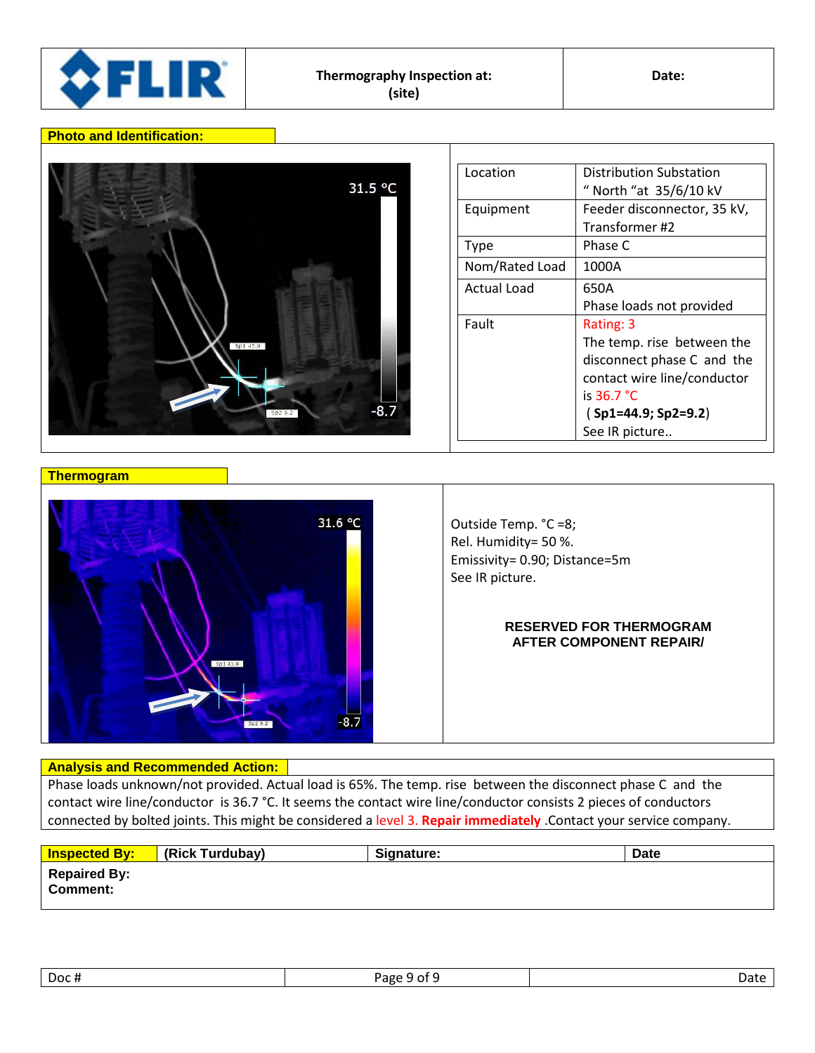| FLIR | Thermography Inspection at: (site) | Date: |
|---|---|---|

**Photo and Identification:**

31.5 °C

Sp1 45.9

Sp2 9.2

-8.7

| | |
|---|---|
| Location | Distribution Substation " North "at 35/6/10 kV |
| Equipment | Feeder disconnector, 35 kV, Transformer #2 |
| Type | Phase C |
| Nom/Rated Load | 1000A |
| Actual Load | 650A<br>Phase loads not provided |
| Fault | Rating: 3<br>The temp. rise between the disconnect phase C and the contact wire line/conductor is 36.7 °C<br>( **Sp1=44.9; Sp2=9.2**)<br>See IR picture.. |

**Thermogram**

31.6 °C

Sp1 45.9

Sp2 9.2

-8.7

Outside Temp. °C =8;
Rel. Humidity= 50 %.
Emissivity= 0.90; Distance=5m
See IR picture.

**RESERVED FOR THERMOGRAM AFTER COMPONENT REPAIR/**

**Analysis and Recommended Action:**

Phase loads unknown/not provided. Actual load is 65%. The temp. rise between the disconnect phase C and the contact wire line/conductor is 36.7 °C. It seems the contact wire line/conductor consists 2 pieces of conductors connected by bolted joints. This might be considered a level 3. **Repair immediately** .Contact your service company.

| **Inspected By:** | **(Rick Turdubay)** | **Signature:** | **Date** |
|---|---|---|---|
| **Repaired By:**<br>**Comment:** | | | |

| Doc # | | Date |
|---|---|---|